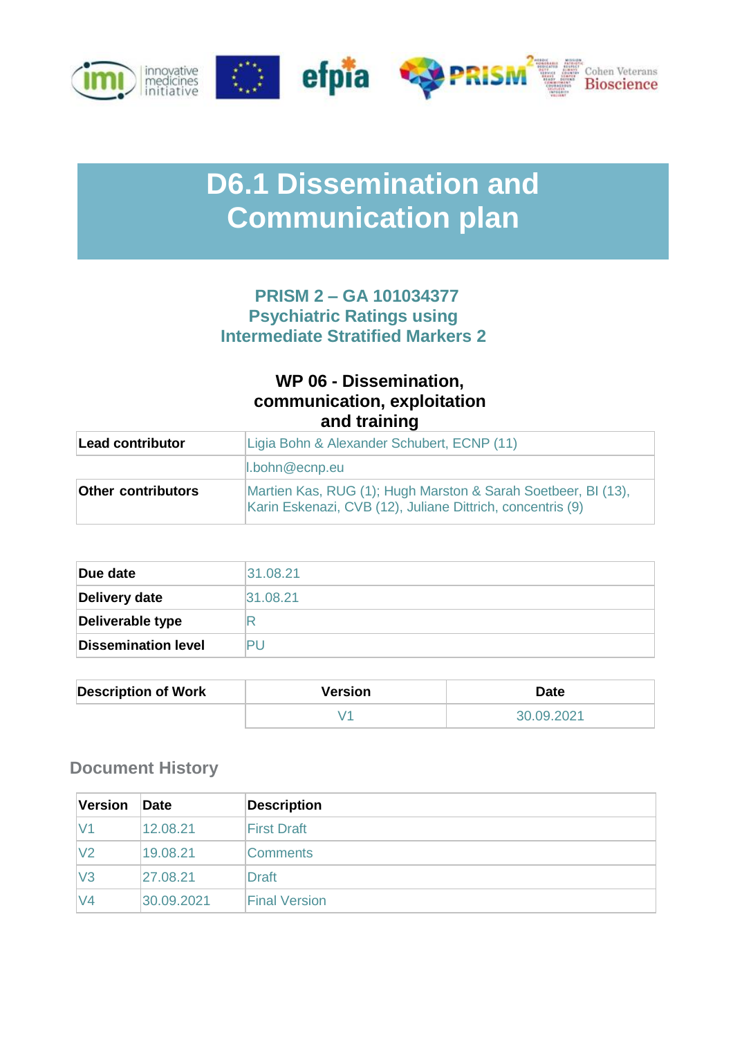# D6.1 Dissemination and Communication plan

## PRISM 2 – GA 101034377
## Psychiatric Ratings using Intermediate Stratified Markers 2

### WP 06 - Dissemination, communication, exploitation and training

| | |
|---|---|
| **Lead contributor** | Ligia Bohn & Alexander Schubert, ECNP (11) |
| | l.bohn@ecnp.eu |
| **Other contributors** | Martien Kas, RUG (1); Hugh Marston & Sarah Soetbeer, BI (13), Karin Eskenazi, CVB (12), Juliane Dittrich, concentris (9) |

| | |
|---|---|
| **Due date** | 31.08.21 |
| **Delivery date** | 31.08.21 |
| **Deliverable type** | R |
| **Dissemination level** | PU |

| Description of Work | Version | Date |
|---|---|---|
| | V1 | 30.09.2021 |

### Document History

| Version | Date | Description |
|---|---|---|
| V1 | 12.08.21 | First Draft |
| V2 | 19.08.21 | Comments |
| V3 | 27.08.21 | Draft |
| V4 | 30.09.2021 | Final Version |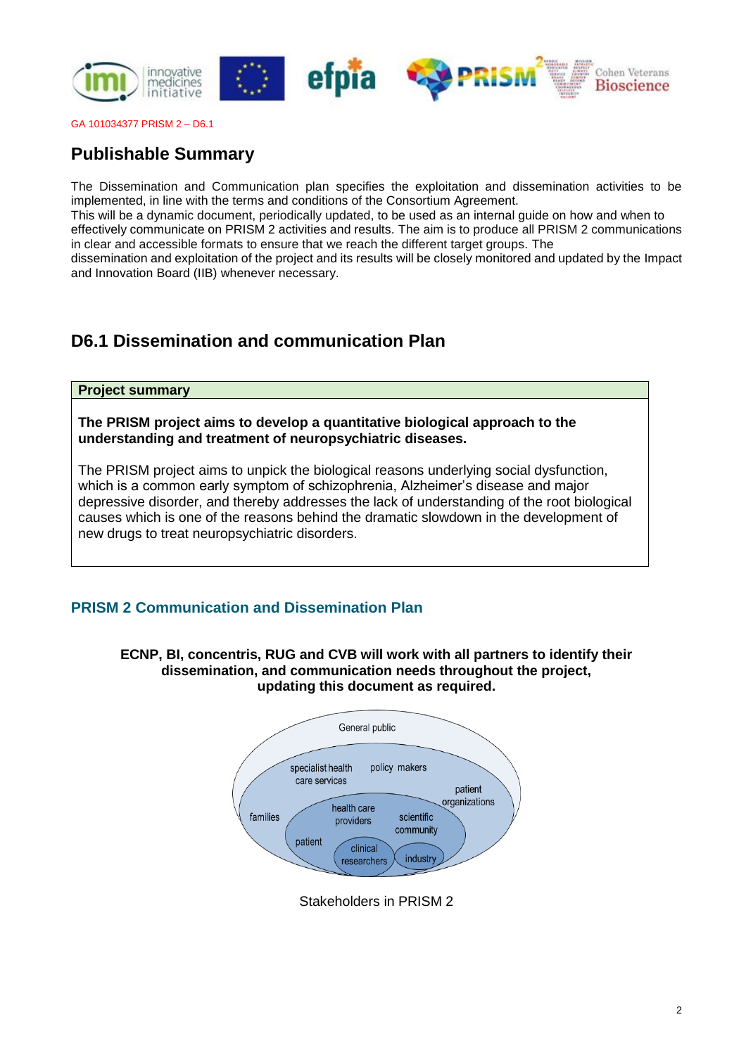GA 101034377 PRISM 2 – D6.1

## Publishable Summary

The Dissemination and Communication plan specifies the exploitation and dissemination activities to be implemented, in line with the terms and conditions of the Consortium Agreement.
This will be a dynamic document, periodically updated, to be used as an internal guide on how and when to effectively communicate on PRISM 2 activities and results. The aim is to produce all PRISM 2 communications in clear and accessible formats to ensure that we reach the different target groups. The dissemination and exploitation of the project and its results will be closely monitored and updated by the Impact and Innovation Board (IIB) whenever necessary.

## D6.1 Dissemination and communication Plan

| **Project summary** |
|---|
| **The PRISM project aims to develop a quantitative biological approach to the understanding and treatment of neuropsychiatric diseases.**<br><br>The PRISM project aims to unpick the biological reasons underlying social dysfunction, which is a common early symptom of schizophrenia, Alzheimer's disease and major depressive disorder, and thereby addresses the lack of understanding of the root biological causes which is one of the reasons behind the dramatic slowdown in the development of new drugs to treat neuropsychiatric disorders. |

### PRISM 2 Communication and Dissemination Plan

**ECNP, BI, concentris, RUG and CVB will work with all partners to identify their dissemination, and communication needs throughout the project, updating this document as required.**

General public
specialist health care services
policy makers
patient organizations
families
health care providers
scientific community
patient
clinical researchers
industry

Stakeholders in PRISM 2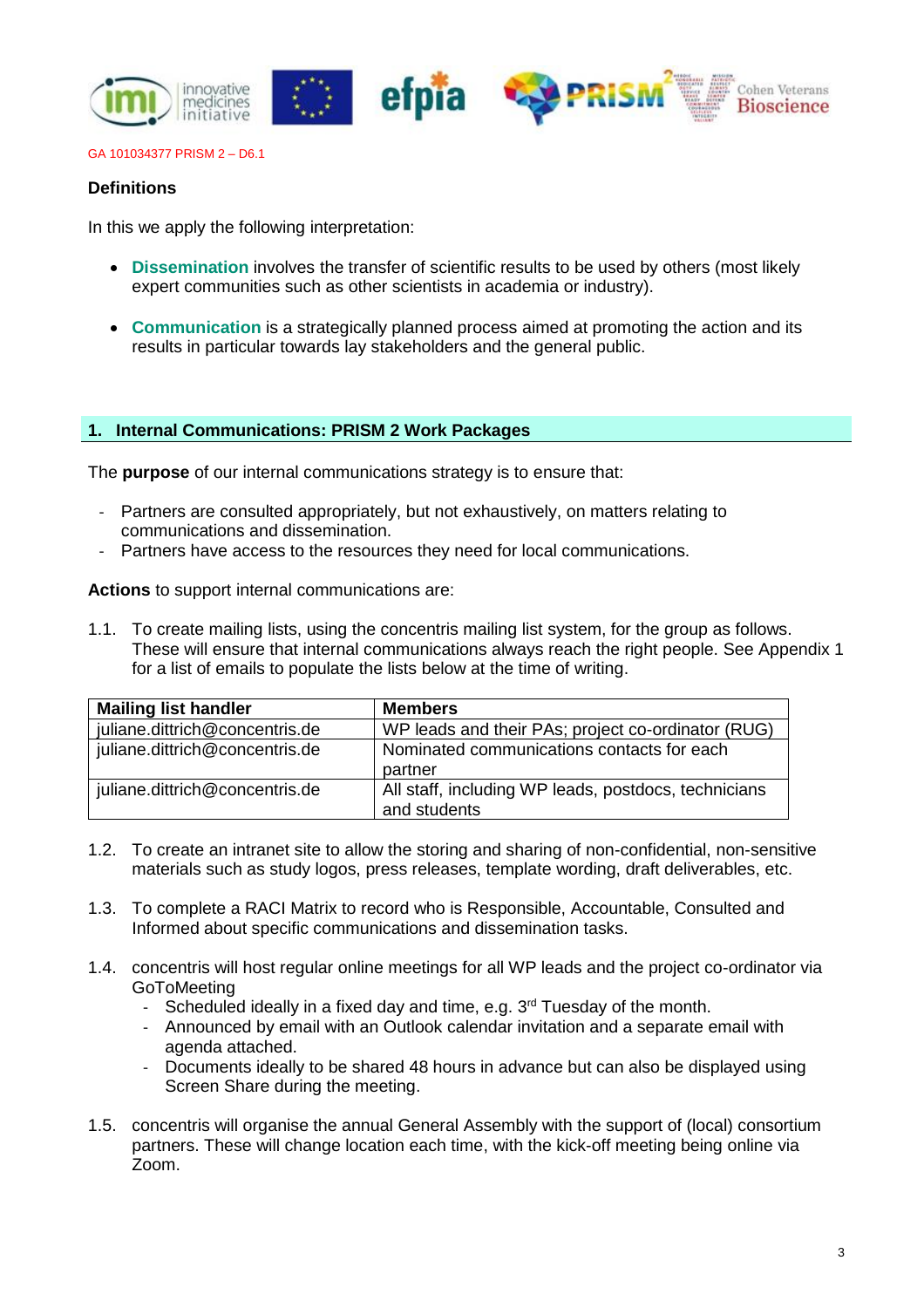GA 101034377 PRISM 2 – D6.1

**Definitions**

In this we apply the following interpretation:

- **Dissemination** involves the transfer of scientific results to be used by others (most likely expert communities such as other scientists in academia or industry).

- **Communication** is a strategically planned process aimed at promoting the action and its results in particular towards lay stakeholders and the general public.

## 1. Internal Communications: PRISM 2 Work Packages

The **purpose** of our internal communications strategy is to ensure that:

- Partners are consulted appropriately, but not exhaustively, on matters relating to communications and dissemination.
- Partners have access to the resources they need for local communications.

**Actions** to support internal communications are:

1.1. To create mailing lists, using the concentris mailing list system, for the group as follows. These will ensure that internal communications always reach the right people. See Appendix 1 for a list of emails to populate the lists below at the time of writing.

| Mailing list handler | Members |
|---|---|
| juliane.dittrich@concentris.de | WP leads and their PAs; project co-ordinator (RUG) |
| juliane.dittrich@concentris.de | Nominated communications contacts for each partner |
| juliane.dittrich@concentris.de | All staff, including WP leads, postdocs, technicians and students |

1.2. To create an intranet site to allow the storing and sharing of non-confidential, non-sensitive materials such as study logos, press releases, template wording, draft deliverables, etc.

1.3. To complete a RACI Matrix to record who is Responsible, Accountable, Consulted and Informed about specific communications and dissemination tasks.

1.4. concentris will host regular online meetings for all WP leads and the project co-ordinator via GoToMeeting
   - Scheduled ideally in a fixed day and time, e.g. 3rd Tuesday of the month.
   - Announced by email with an Outlook calendar invitation and a separate email with agenda attached.
   - Documents ideally to be shared 48 hours in advance but can also be displayed using Screen Share during the meeting.

1.5. concentris will organise the annual General Assembly with the support of (local) consortium partners. These will change location each time, with the kick-off meeting being online via Zoom.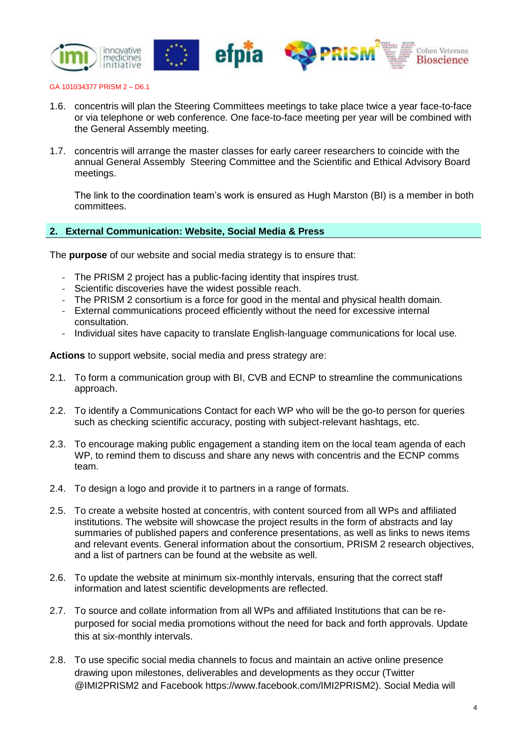1.6. concentris will plan the Steering Committees meetings to take place twice a year face-to-face or via telephone or web conference. One face-to-face meeting per year will be combined with the General Assembly meeting.

1.7. concentris will arrange the master classes for early career researchers to coincide with the annual General Assembly Steering Committee and the Scientific and Ethical Advisory Board meetings.

The link to the coordination team's work is ensured as Hugh Marston (BI) is a member in both committees.

## 2. External Communication: Website, Social Media & Press

The **purpose** of our website and social media strategy is to ensure that:

- The PRISM 2 project has a public-facing identity that inspires trust.
- Scientific discoveries have the widest possible reach.
- The PRISM 2 consortium is a force for good in the mental and physical health domain.
- External communications proceed efficiently without the need for excessive internal consultation.
- Individual sites have capacity to translate English-language communications for local use.

**Actions** to support website, social media and press strategy are:

2.1. To form a communication group with BI, CVB and ECNP to streamline the communications approach.

2.2. To identify a Communications Contact for each WP who will be the go-to person for queries such as checking scientific accuracy, posting with subject-relevant hashtags, etc.

2.3. To encourage making public engagement a standing item on the local team agenda of each WP, to remind them to discuss and share any news with concentris and the ECNP comms team.

2.4. To design a logo and provide it to partners in a range of formats.

2.5. To create a website hosted at concentris, with content sourced from all WPs and affiliated institutions. The website will showcase the project results in the form of abstracts and lay summaries of published papers and conference presentations, as well as links to news items and relevant events. General information about the consortium, PRISM 2 research objectives, and a list of partners can be found at the website as well.

2.6. To update the website at minimum six-monthly intervals, ensuring that the correct staff information and latest scientific developments are reflected.

2.7. To source and collate information from all WPs and affiliated Institutions that can be re-purposed for social media promotions without the need for back and forth approvals. Update this at six-monthly intervals.

2.8. To use specific social media channels to focus and maintain an active online presence drawing upon milestones, deliverables and developments as they occur (Twitter @IMI2PRISM2 and Facebook https://www.facebook.com/IMI2PRISM2). Social Media will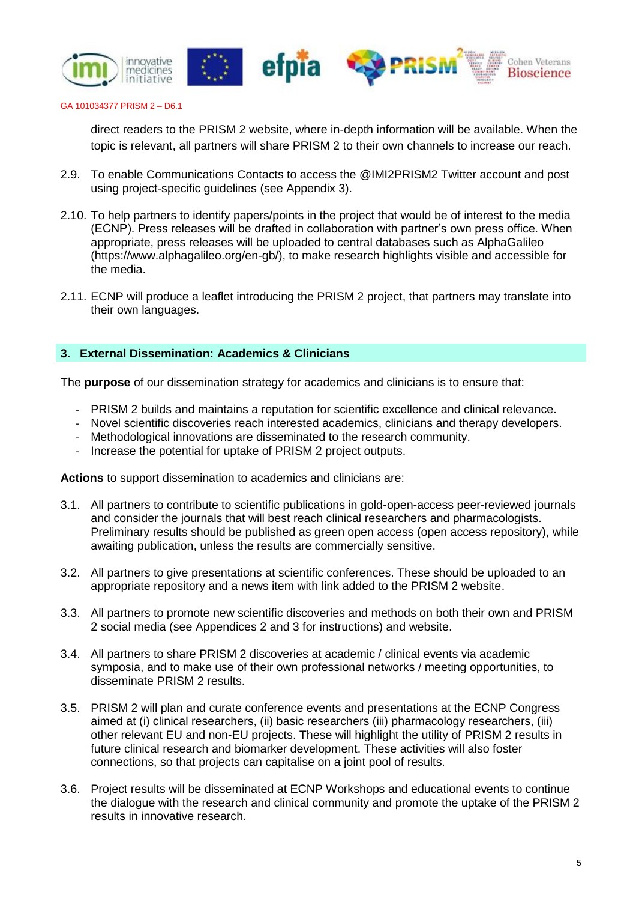direct readers to the PRISM 2 website, where in-depth information will be available. When the topic is relevant, all partners will share PRISM 2 to their own channels to increase our reach.

2.9. To enable Communications Contacts to access the @IMI2PRISM2 Twitter account and post using project-specific guidelines (see Appendix 3).

2.10. To help partners to identify papers/points in the project that would be of interest to the media (ECNP). Press releases will be drafted in collaboration with partner's own press office. When appropriate, press releases will be uploaded to central databases such as AlphaGalileo (https://www.alphagalileo.org/en-gb/), to make research highlights visible and accessible for the media.

2.11. ECNP will produce a leaflet introducing the PRISM 2 project, that partners may translate into their own languages.

## 3. External Dissemination: Academics & Clinicians

The **purpose** of our dissemination strategy for academics and clinicians is to ensure that:

- PRISM 2 builds and maintains a reputation for scientific excellence and clinical relevance.
- Novel scientific discoveries reach interested academics, clinicians and therapy developers.
- Methodological innovations are disseminated to the research community.
- Increase the potential for uptake of PRISM 2 project outputs.

**Actions** to support dissemination to academics and clinicians are:

3.1. All partners to contribute to scientific publications in gold-open-access peer-reviewed journals and consider the journals that will best reach clinical researchers and pharmacologists. Preliminary results should be published as green open access (open access repository), while awaiting publication, unless the results are commercially sensitive.

3.2. All partners to give presentations at scientific conferences. These should be uploaded to an appropriate repository and a news item with link added to the PRISM 2 website.

3.3. All partners to promote new scientific discoveries and methods on both their own and PRISM 2 social media (see Appendices 2 and 3 for instructions) and website.

3.4. All partners to share PRISM 2 discoveries at academic / clinical events via academic symposia, and to make use of their own professional networks / meeting opportunities, to disseminate PRISM 2 results.

3.5. PRISM 2 will plan and curate conference events and presentations at the ECNP Congress aimed at (i) clinical researchers, (ii) basic researchers (iii) pharmacology researchers, (iii) other relevant EU and non-EU projects. These will highlight the utility of PRISM 2 results in future clinical research and biomarker development. These activities will also foster connections, so that projects can capitalise on a joint pool of results.

3.6. Project results will be disseminated at ECNP Workshops and educational events to continue the dialogue with the research and clinical community and promote the uptake of the PRISM 2 results in innovative research.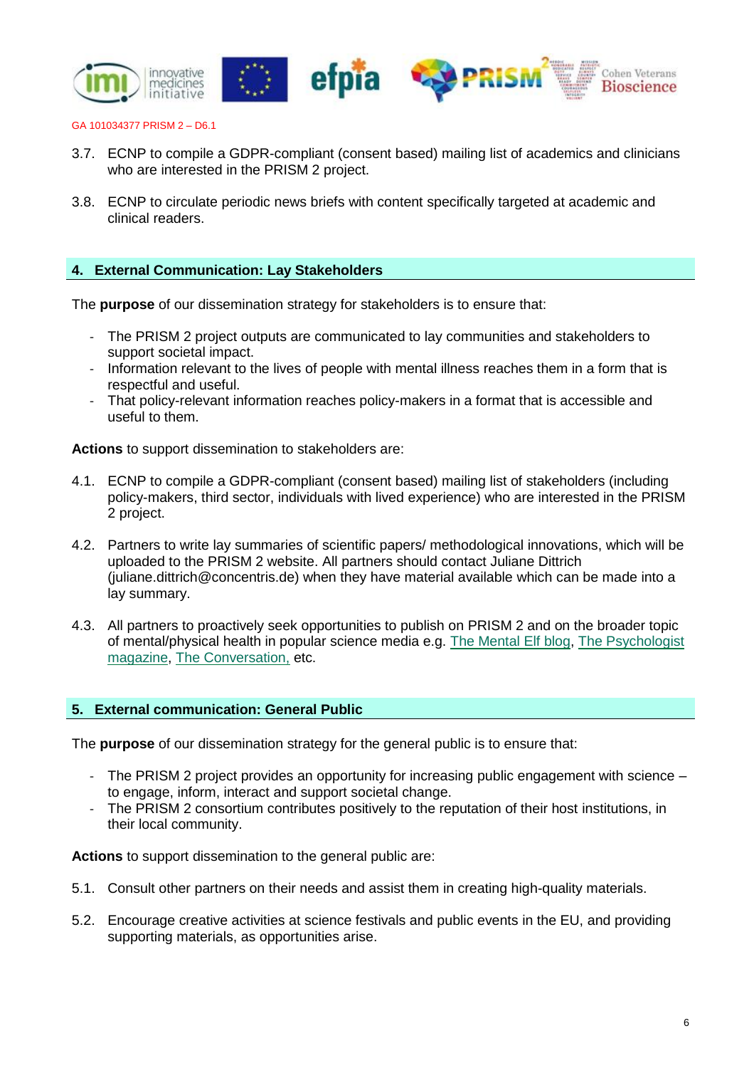3.7. ECNP to compile a GDPR-compliant (consent based) mailing list of academics and clinicians who are interested in the PRISM 2 project.

3.8. ECNP to circulate periodic news briefs with content specifically targeted at academic and clinical readers.

## 4. External Communication: Lay Stakeholders

The **purpose** of our dissemination strategy for stakeholders is to ensure that:

- The PRISM 2 project outputs are communicated to lay communities and stakeholders to support societal impact.
- Information relevant to the lives of people with mental illness reaches them in a form that is respectful and useful.
- That policy-relevant information reaches policy-makers in a format that is accessible and useful to them.

**Actions** to support dissemination to stakeholders are:

4.1. ECNP to compile a GDPR-compliant (consent based) mailing list of stakeholders (including policy-makers, third sector, individuals with lived experience) who are interested in the PRISM 2 project.

4.2. Partners to write lay summaries of scientific papers/ methodological innovations, which will be uploaded to the PRISM 2 website. All partners should contact Juliane Dittrich (juliane.dittrich@concentris.de) when they have material available which can be made into a lay summary.

4.3. All partners to proactively seek opportunities to publish on PRISM 2 and on the broader topic of mental/physical health in popular science media e.g. The Mental Elf blog, The Psychologist magazine, The Conversation, etc.

## 5. External communication: General Public

The **purpose** of our dissemination strategy for the general public is to ensure that:

- The PRISM 2 project provides an opportunity for increasing public engagement with science – to engage, inform, interact and support societal change.
- The PRISM 2 consortium contributes positively to the reputation of their host institutions, in their local community.

**Actions** to support dissemination to the general public are:

5.1. Consult other partners on their needs and assist them in creating high-quality materials.

5.2. Encourage creative activities at science festivals and public events in the EU, and providing supporting materials, as opportunities arise.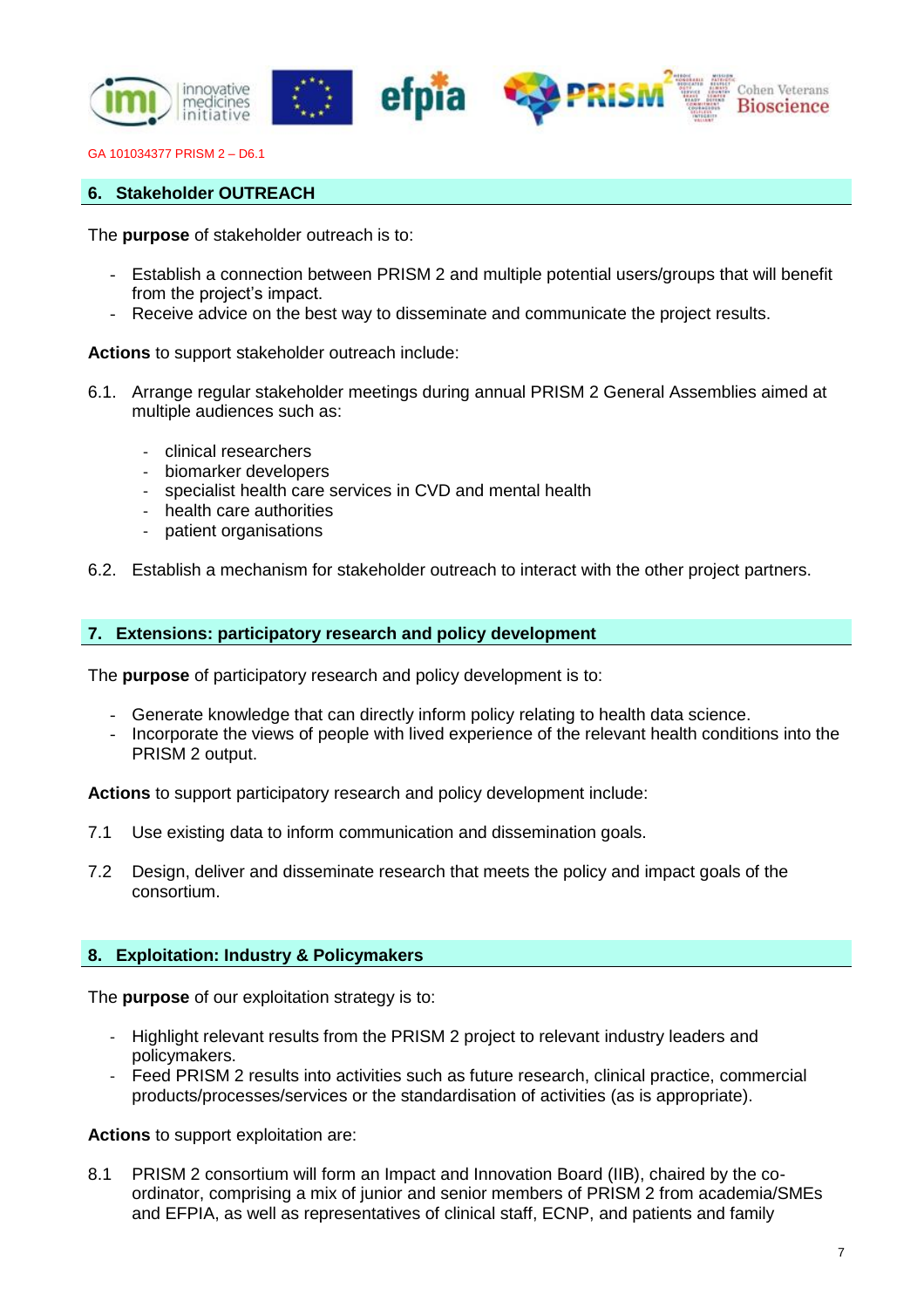## 6. Stakeholder OUTREACH

The **purpose** of stakeholder outreach is to:

- Establish a connection between PRISM 2 and multiple potential users/groups that will benefit from the project's impact.
- Receive advice on the best way to disseminate and communicate the project results.

**Actions** to support stakeholder outreach include:

6.1. Arrange regular stakeholder meetings during annual PRISM 2 General Assemblies aimed at multiple audiences such as:

- clinical researchers
- biomarker developers
- specialist health care services in CVD and mental health
- health care authorities
- patient organisations

6.2. Establish a mechanism for stakeholder outreach to interact with the other project partners.

## 7. Extensions: participatory research and policy development

The **purpose** of participatory research and policy development is to:

- Generate knowledge that can directly inform policy relating to health data science.
- Incorporate the views of people with lived experience of the relevant health conditions into the PRISM 2 output.

**Actions** to support participatory research and policy development include:

7.1 Use existing data to inform communication and dissemination goals.

7.2 Design, deliver and disseminate research that meets the policy and impact goals of the consortium.

## 8. Exploitation: Industry & Policymakers

The **purpose** of our exploitation strategy is to:

- Highlight relevant results from the PRISM 2 project to relevant industry leaders and policymakers.
- Feed PRISM 2 results into activities such as future research, clinical practice, commercial products/processes/services or the standardisation of activities (as is appropriate).

**Actions** to support exploitation are:

8.1 PRISM 2 consortium will form an Impact and Innovation Board (IIB), chaired by the co-ordinator, comprising a mix of junior and senior members of PRISM 2 from academia/SMEs and EFPIA, as well as representatives of clinical staff, ECNP, and patients and family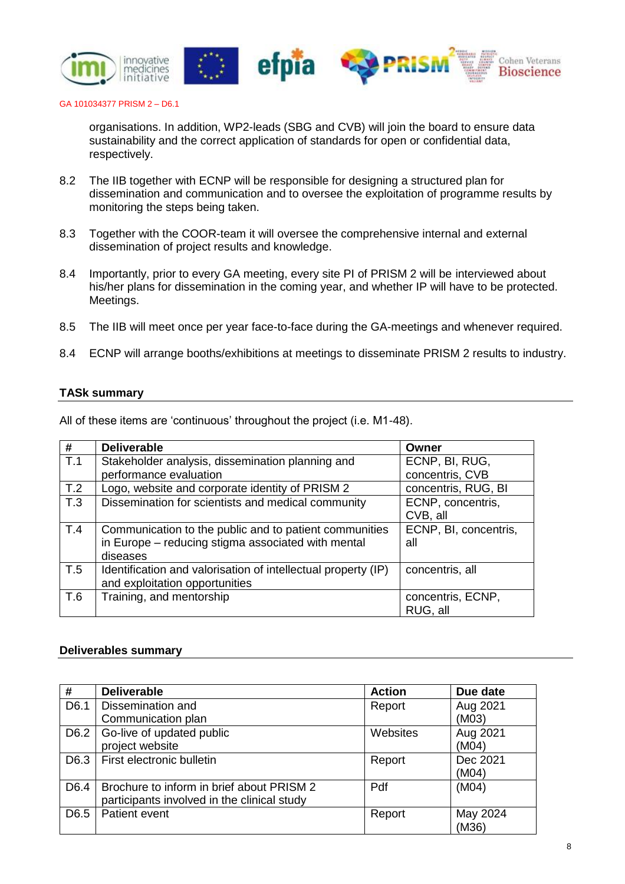organisations. In addition, WP2-leads (SBG and CVB) will join the board to ensure data sustainability and the correct application of standards for open or confidential data, respectively.

8.2 The IIB together with ECNP will be responsible for designing a structured plan for dissemination and communication and to oversee the exploitation of programme results by monitoring the steps being taken.

8.3 Together with the COOR-team it will oversee the comprehensive internal and external dissemination of project results and knowledge.

8.4 Importantly, prior to every GA meeting, every site PI of PRISM 2 will be interviewed about his/her plans for dissemination in the coming year, and whether IP will have to be protected. Meetings.

8.5 The IIB will meet once per year face-to-face during the GA-meetings and whenever required.

8.4 ECNP will arrange booths/exhibitions at meetings to disseminate PRISM 2 results to industry.

**TASk summary**

All of these items are 'continuous' throughout the project (i.e. M1-48).

| # | Deliverable | Owner |
|---|---|---|
| T.1 | Stakeholder analysis, dissemination planning and performance evaluation | ECNP, BI, RUG, concentris, CVB |
| T.2 | Logo, website and corporate identity of PRISM 2 | concentris, RUG, BI |
| T.3 | Dissemination for scientists and medical community | ECNP, concentris, CVB, all |
| T.4 | Communication to the public and to patient communities in Europe – reducing stigma associated with mental diseases | ECNP, BI, concentris, all |
| T.5 | Identification and valorisation of intellectual property (IP) and exploitation opportunities | concentris, all |
| T.6 | Training, and mentorship | concentris, ECNP, RUG, all |

**Deliverables summary**

| # | Deliverable | Action | Due date |
|---|---|---|---|
| D6.1 | Dissemination and Communication plan | Report | Aug 2021 (M03) |
| D6.2 | Go-live of updated public project website | Websites | Aug 2021 (M04) |
| D6.3 | First electronic bulletin | Report | Dec 2021 (M04) |
| D6.4 | Brochure to inform in brief about PRISM 2 participants involved in the clinical study | Pdf | (M04) |
| D6.5 | Patient event | Report | May 2024 (M36) |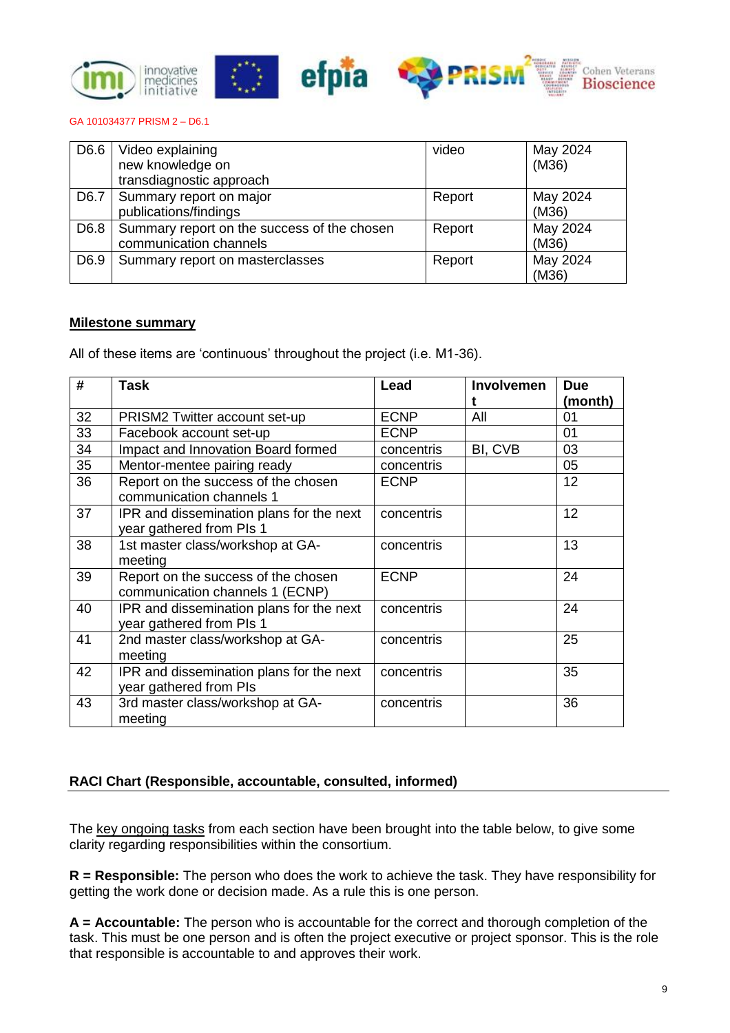GA 101034377 PRISM 2 – D6.1

| D6.6 | Video explaining new knowledge on transdiagnostic approach | video | May 2024 (M36) |
|---|---|---|---|
| D6.7 | Summary report on major publications/findings | Report | May 2024 (M36) |
| D6.8 | Summary report on the success of the chosen communication channels | Report | May 2024 (M36) |
| D6.9 | Summary report on masterclasses | Report | May 2024 (M36) |

**Milestone summary**

All of these items are 'continuous' throughout the project (i.e. M1-36).

| # | Task | Lead | Involvement | Due (month) |
|---|---|---|---|---|
| 32 | PRISM2 Twitter account set-up | ECNP | All | 01 |
| 33 | Facebook account set-up | ECNP | | 01 |
| 34 | Impact and Innovation Board formed | concentris | BI, CVB | 03 |
| 35 | Mentor-mentee pairing ready | concentris | | 05 |
| 36 | Report on the success of the chosen communication channels 1 | ECNP | | 12 |
| 37 | IPR and dissemination plans for the next year gathered from PIs 1 | concentris | | 12 |
| 38 | 1st master class/workshop at GA-meeting | concentris | | 13 |
| 39 | Report on the success of the chosen communication channels 1 (ECNP) | ECNP | | 24 |
| 40 | IPR and dissemination plans for the next year gathered from PIs 1 | concentris | | 24 |
| 41 | 2nd master class/workshop at GA-meeting | concentris | | 25 |
| 42 | IPR and dissemination plans for the next year gathered from PIs | concentris | | 35 |
| 43 | 3rd master class/workshop at GA-meeting | concentris | | 36 |

## RACI Chart (Responsible, accountable, consulted, informed)

The key ongoing tasks from each section have been brought into the table below, to give some clarity regarding responsibilities within the consortium.

**R = Responsible:** The person who does the work to achieve the task. They have responsibility for getting the work done or decision made. As a rule this is one person.

**A = Accountable:** The person who is accountable for the correct and thorough completion of the task. This must be one person and is often the project executive or project sponsor. This is the role that responsible is accountable to and approves their work.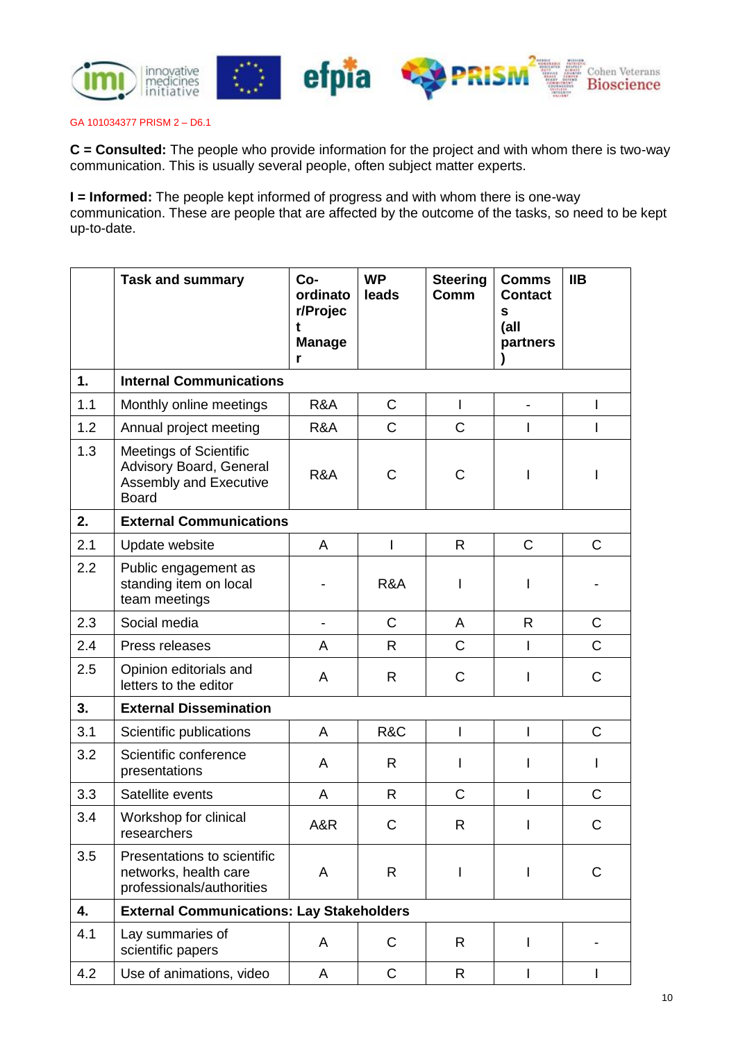GA 101034377 PRISM 2 – D6.1

**C = Consulted:** The people who provide information for the project and with whom there is two-way communication. This is usually several people, often subject matter experts.

**I = Informed:** The people kept informed of progress and with whom there is one-way communication. These are people that are affected by the outcome of the tasks, so need to be kept up-to-date.

| | Task and summary | Co-ordinator/Project Manager | WP leads | Steering Comm | Comms Contacts (all partners) | IIB |
|---|---|---|---|---|---|---|
| **1.** | **Internal Communications** | | | | | |
| 1.1 | Monthly online meetings | R&A | C | I | - | I |
| 1.2 | Annual project meeting | R&A | C | C | I | I |
| 1.3 | Meetings of Scientific Advisory Board, General Assembly and Executive Board | R&A | C | C | I | I |
| **2.** | **External Communications** | | | | | |
| 2.1 | Update website | A | I | R | C | C |
| 2.2 | Public engagement as standing item on local team meetings | - | R&A | I | I | - |
| 2.3 | Social media | - | C | A | R | C |
| 2.4 | Press releases | A | R | C | I | C |
| 2.5 | Opinion editorials and letters to the editor | A | R | C | I | C |
| **3.** | **External Dissemination** | | | | | |
| 3.1 | Scientific publications | A | R&C | I | I | C |
| 3.2 | Scientific conference presentations | A | R | I | I | I |
| 3.3 | Satellite events | A | R | C | I | C |
| 3.4 | Workshop for clinical researchers | A&R | C | R | I | C |
| 3.5 | Presentations to scientific networks, health care professionals/authorities | A | R | I | I | C |
| **4.** | **External Communications: Lay Stakeholders** | | | | | |
| 4.1 | Lay summaries of scientific papers | A | C | R | I | - |
| 4.2 | Use of animations, video | A | C | R | I | I |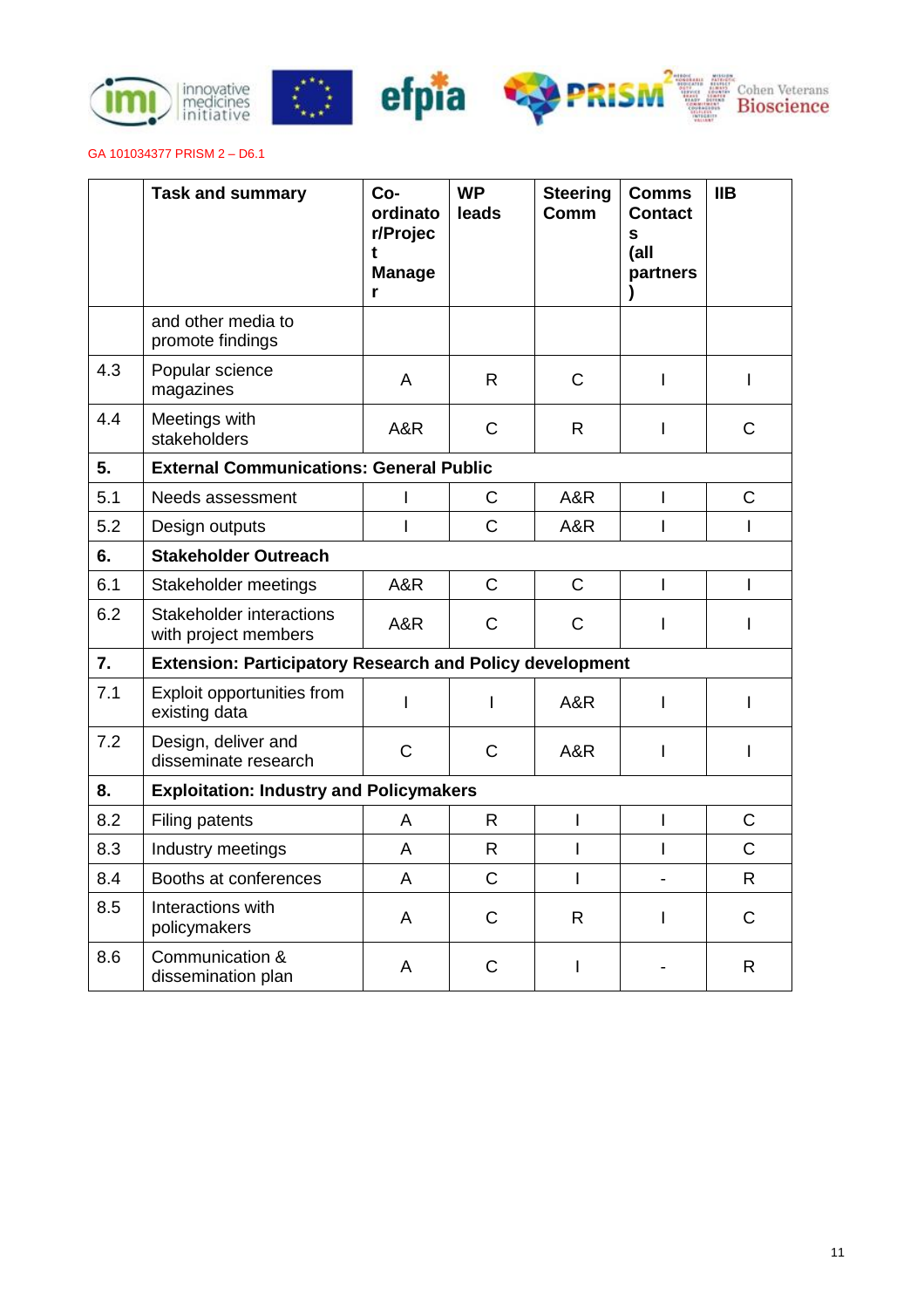GA 101034377 PRISM 2 – D6.1

| | Task and summary | Co-ordinator/Project Manager | WP leads | Steering Comm | Comms Contacts (all partners) | IIB |
|---|---|---|---|---|---|---|
| | and other media to promote findings | | | | | |
| 4.3 | Popular science magazines | A | R | C | I | I |
| 4.4 | Meetings with stakeholders | A&R | C | R | I | C |
| **5.** | **External Communications: General Public** | | | | | |
| 5.1 | Needs assessment | I | C | A&R | I | C |
| 5.2 | Design outputs | I | C | A&R | I | I |
| **6.** | **Stakeholder Outreach** | | | | | |
| 6.1 | Stakeholder meetings | A&R | C | C | I | I |
| 6.2 | Stakeholder interactions with project members | A&R | C | C | I | I |
| **7.** | **Extension: Participatory Research and Policy development** | | | | | |
| 7.1 | Exploit opportunities from existing data | I | I | A&R | I | I |
| 7.2 | Design, deliver and disseminate research | C | C | A&R | I | I |
| **8.** | **Exploitation: Industry and Policymakers** | | | | | |
| 8.2 | Filing patents | A | R | I | I | C |
| 8.3 | Industry meetings | A | R | I | I | C |
| 8.4 | Booths at conferences | A | C | I | - | R |
| 8.5 | Interactions with policymakers | A | C | R | I | C |
| 8.6 | Communication & dissemination plan | A | C | I | - | R |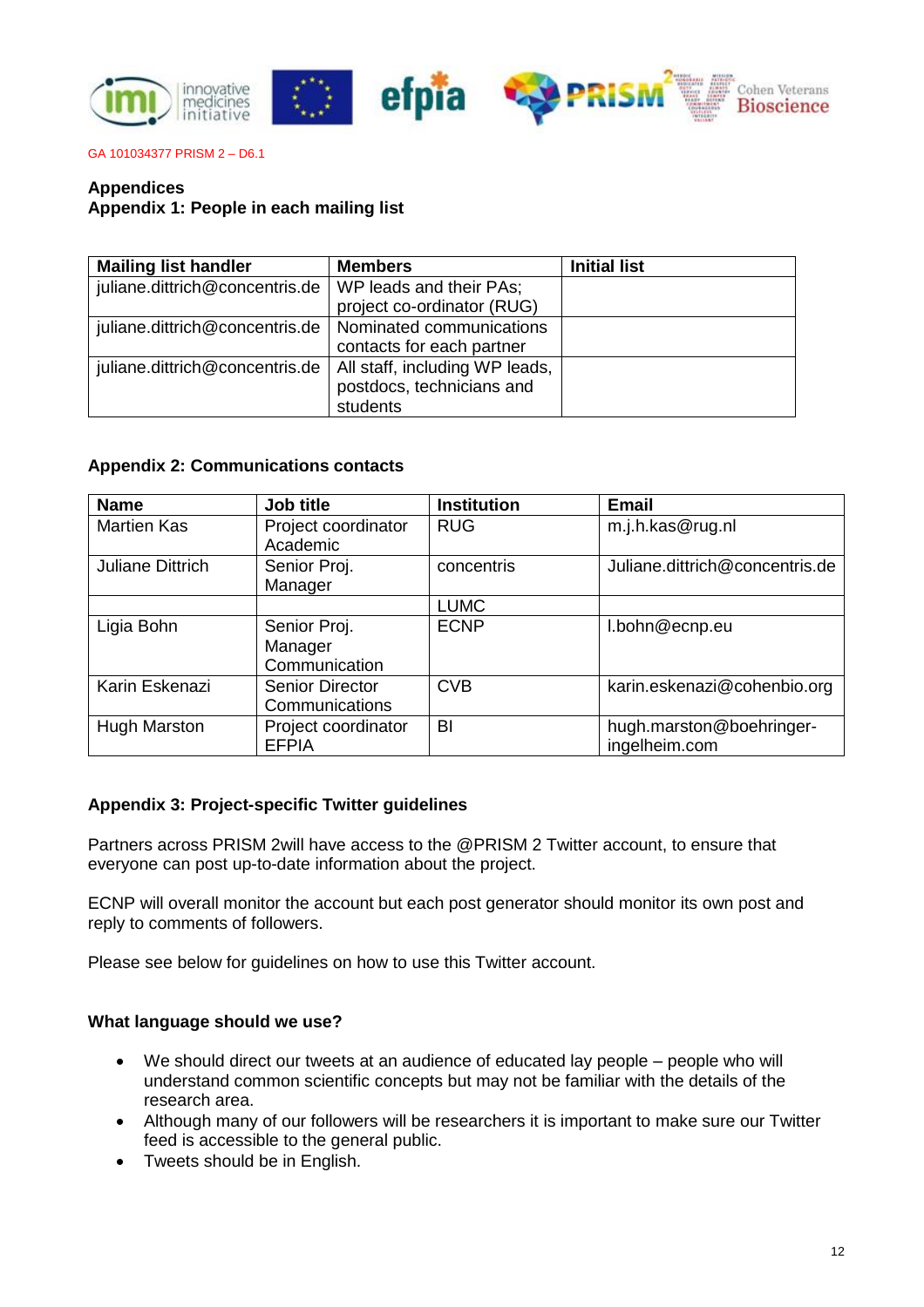GA 101034377 PRISM 2 – D6.1

## Appendices

### Appendix 1: People in each mailing list

| Mailing list handler | Members | Initial list |
| --- | --- | --- |
| juliane.dittrich@concentris.de | WP leads and their PAs; project co-ordinator (RUG) | |
| juliane.dittrich@concentris.de | Nominated communications contacts for each partner | |
| juliane.dittrich@concentris.de | All staff, including WP leads, postdocs, technicians and students | |

### Appendix 2: Communications contacts

| Name | Job title | Institution | Email |
| --- | --- | --- | --- |
| Martien Kas | Project coordinator Academic | RUG | m.j.h.kas@rug.nl |
| Juliane Dittrich | Senior Proj. Manager | concentris | Juliane.dittrich@concentris.de |
| | | LUMC | |
| Ligia Bohn | Senior Proj. Manager Communication | ECNP | l.bohn@ecnp.eu |
| Karin Eskenazi | Senior Director Communications | CVB | karin.eskenazi@cohenbio.org |
| Hugh Marston | Project coordinator EFPIA | BI | hugh.marston@boehringer-ingelheim.com |

### Appendix 3: Project-specific Twitter guidelines

Partners across PRISM 2will have access to the @PRISM 2 Twitter account, to ensure that everyone can post up-to-date information about the project.

ECNP will overall monitor the account but each post generator should monitor its own post and reply to comments of followers.

Please see below for guidelines on how to use this Twitter account.

#### What language should we use?

- We should direct our tweets at an audience of educated lay people – people who will understand common scientific concepts but may not be familiar with the details of the research area.
- Although many of our followers will be researchers it is important to make sure our Twitter feed is accessible to the general public.
- Tweets should be in English.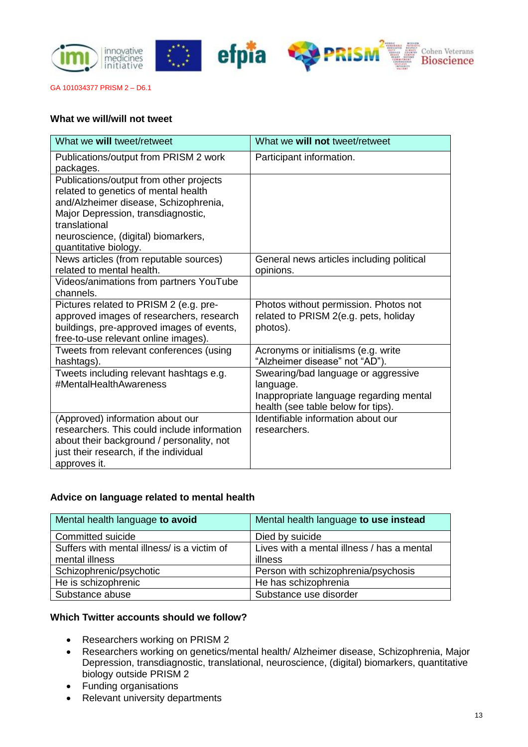GA 101034377 PRISM 2 – D6.1

### What we will/will not tweet

| What we **will** tweet/retweet | What we **will not** tweet/retweet |
|---|---|
| Publications/output from PRISM 2 work packages. | Participant information. |
| Publications/output from other projects related to genetics of mental health and/Alzheimer disease, Schizophrenia, Major Depression, transdiagnostic, translational neuroscience, (digital) biomarkers, quantitative biology. | |
| News articles (from reputable sources) related to mental health. | General news articles including political opinions. |
| Videos/animations from partners YouTube channels. | |
| Pictures related to PRISM 2 (e.g. pre-approved images of researchers, research buildings, pre-approved images of events, free-to-use relevant online images). | Photos without permission. Photos not related to PRISM 2(e.g. pets, holiday photos). |
| Tweets from relevant conferences (using hashtags). | Acronyms or initialisms (e.g. write "Alzheimer disease" not "AD"). |
| Tweets including relevant hashtags e.g. #MentalHealthAwareness | Swearing/bad language or aggressive language. Inappropriate language regarding mental health (see table below for tips). |
| (Approved) information about our researchers. This could include information about their background / personality, not just their research, if the individual approves it. | Identifiable information about our researchers. |

### Advice on language related to mental health

| Mental health language **to avoid** | Mental health language **to use instead** |
|---|---|
| Committed suicide | Died by suicide |
| Suffers with mental illness/ is a victim of mental illness | Lives with a mental illness / has a mental illness |
| Schizophrenic/psychotic | Person with schizophrenia/psychosis |
| He is schizophrenic | He has schizophrenia |
| Substance abuse | Substance use disorder |

### Which Twitter accounts should we follow?

- Researchers working on PRISM 2
- Researchers working on genetics/mental health/ Alzheimer disease, Schizophrenia, Major Depression, transdiagnostic, translational, neuroscience, (digital) biomarkers, quantitative biology outside PRISM 2
- Funding organisations
- Relevant university departments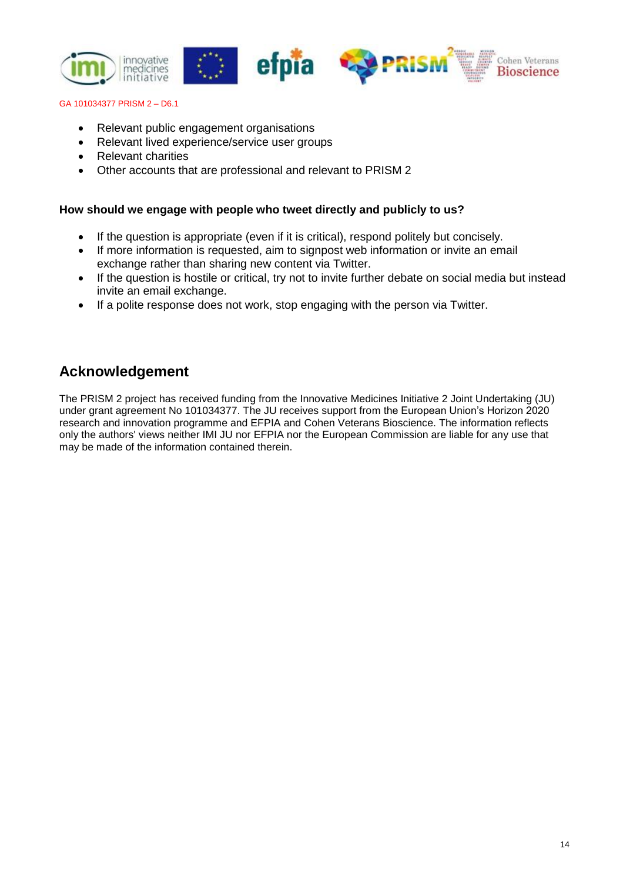- Relevant public engagement organisations
- Relevant lived experience/service user groups
- Relevant charities
- Other accounts that are professional and relevant to PRISM 2

**How should we engage with people who tweet directly and publicly to us?**

- If the question is appropriate (even if it is critical), respond politely but concisely.
- If more information is requested, aim to signpost web information or invite an email exchange rather than sharing new content via Twitter.
- If the question is hostile or critical, try not to invite further debate on social media but instead invite an email exchange.
- If a polite response does not work, stop engaging with the person via Twitter.

## Acknowledgement

The PRISM 2 project has received funding from the Innovative Medicines Initiative 2 Joint Undertaking (JU) under grant agreement No 101034377. The JU receives support from the European Union's Horizon 2020 research and innovation programme and EFPIA and Cohen Veterans Bioscience. The information reflects only the authors' views neither IMI JU nor EFPIA nor the European Commission are liable for any use that may be made of the information contained therein.